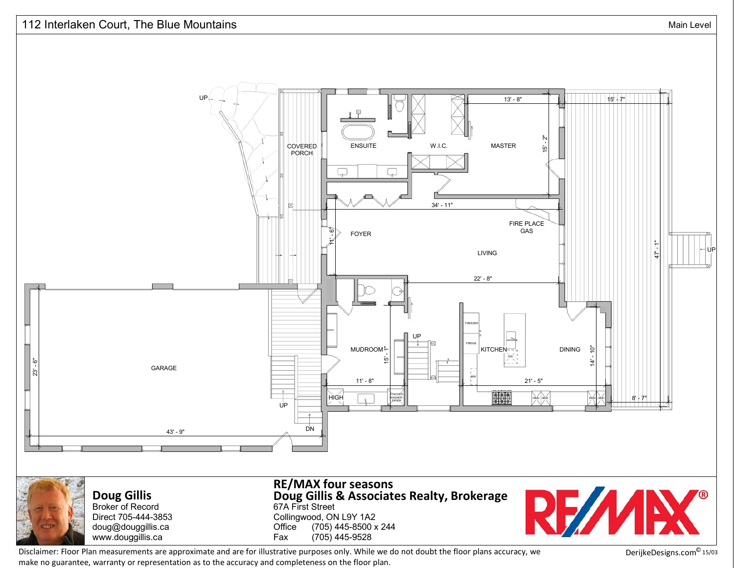# 112 Interlaken Court, The Blue Mountains

Main Level

COVERED PORCH

ENSUITE

W.I.C.

MASTER 13' - 8" × 15' - 2"

15' - 7"

FOYER 11' - 6"

LIVING 34' - 11" × 22' - 8"

FIRE PLACE GAS

47' - 1"

GARAGE 43' - 9" × 23' - 6"

MUDROOM 11' - 8" × 15' - 1"

HIGH

STACKED WASHER/ DRYER

KITCHEN 21' - 5"

FREEZER

FRIDGE

DW

MW

DINING 14' - 10"

8' - 7"

UP

DN

**Doug Gillis**
Broker of Record
Direct 705-444-3853
doug@douggillis.ca
www.douggillis.ca

**RE/MAX four seasons**
**Doug Gillis & Associates Realty, Brokerage**
67A First Street
Collingwood, ON L9Y 1A2
Office (705) 445-8500 x 244
Fax (705) 445-9528

Disclaimer: Floor Plan measurements are approximate and are for illustrative purposes only. While we do not doubt the floor plans accuracy, we make no guarantee, warranty or representation as to the accuracy and completeness on the floor plan.

DerijkeDesigns.com© 15/03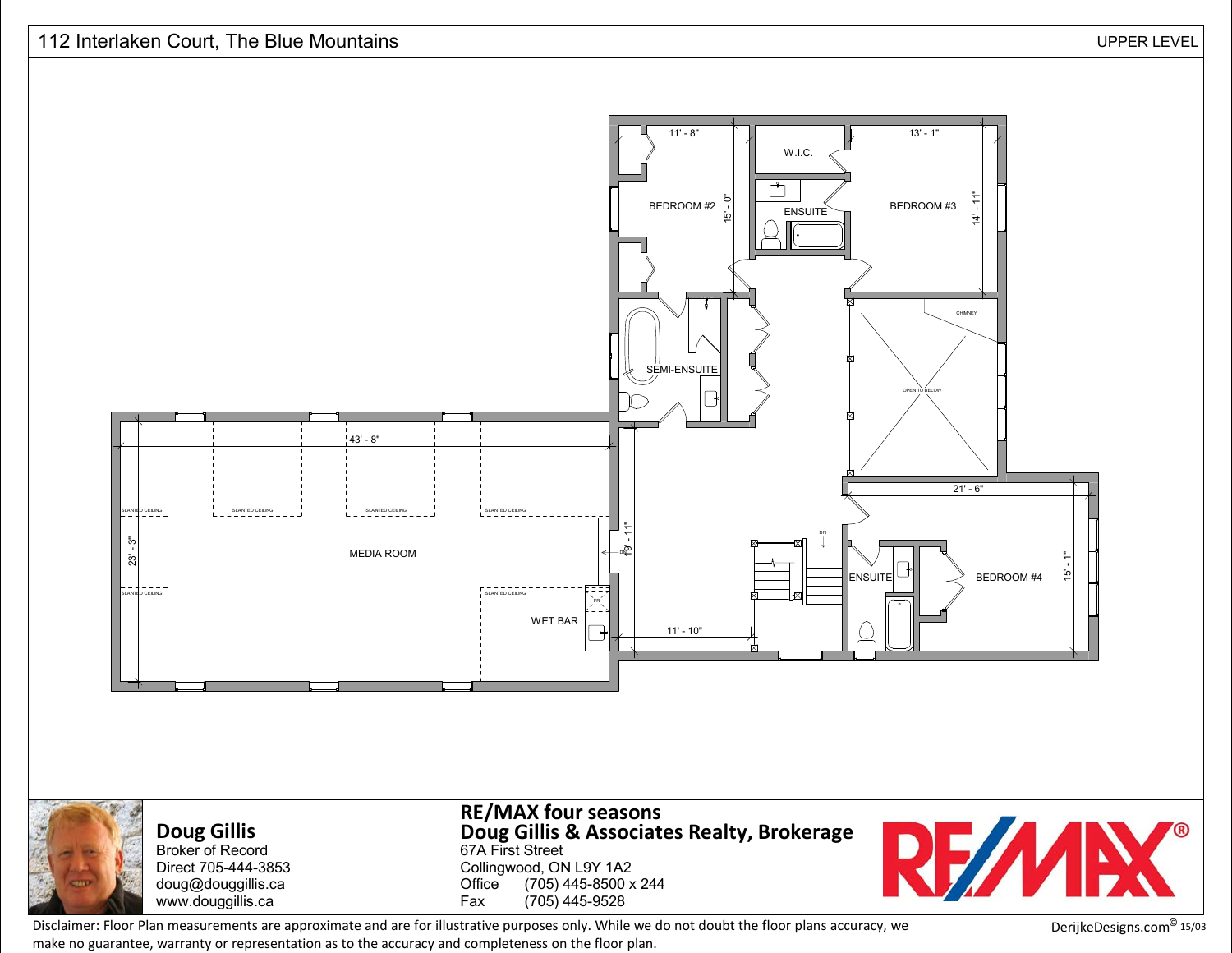# 112 Interlaken Court, The Blue Mountains

UPPER LEVEL

BEDROOM #2
11' - 8"
15' - 0"

W.I.C.

ENSUITE

BEDROOM #3
13' - 1"
14' - 11"

SEMI-ENSUITE

CHIMNEY

OPEN TO BELOW

MEDIA ROOM
43' - 8"
23' - 3"

SLANTED CEILING

SLANTED CEILING

SLANTED CEILING

SLANTED CEILING

SLANTED CEILING

SLANTED CEILING

WET BAR

FR

19' - 11"

11' - 10"

DN

ENSUITE

BEDROOM #4
21' - 6"
15' - 1"

**Doug Gillis**
Broker of Record
Direct 705-444-3853
doug@douggillis.ca
www.douggillis.ca

**RE/MAX four seasons**
**Doug Gillis & Associates Realty, Brokerage**
67A First Street
Collingwood, ON L9Y 1A2
Office (705) 445-8500 x 244
Fax (705) 445-9528

RE/MAX®

Disclaimer: Floor Plan measurements are approximate and are for illustrative purposes only. While we do not doubt the floor plans accuracy, we make no guarantee, warranty or representation as to the accuracy and completeness on the floor plan.

DerijkeDesigns.com© 15/03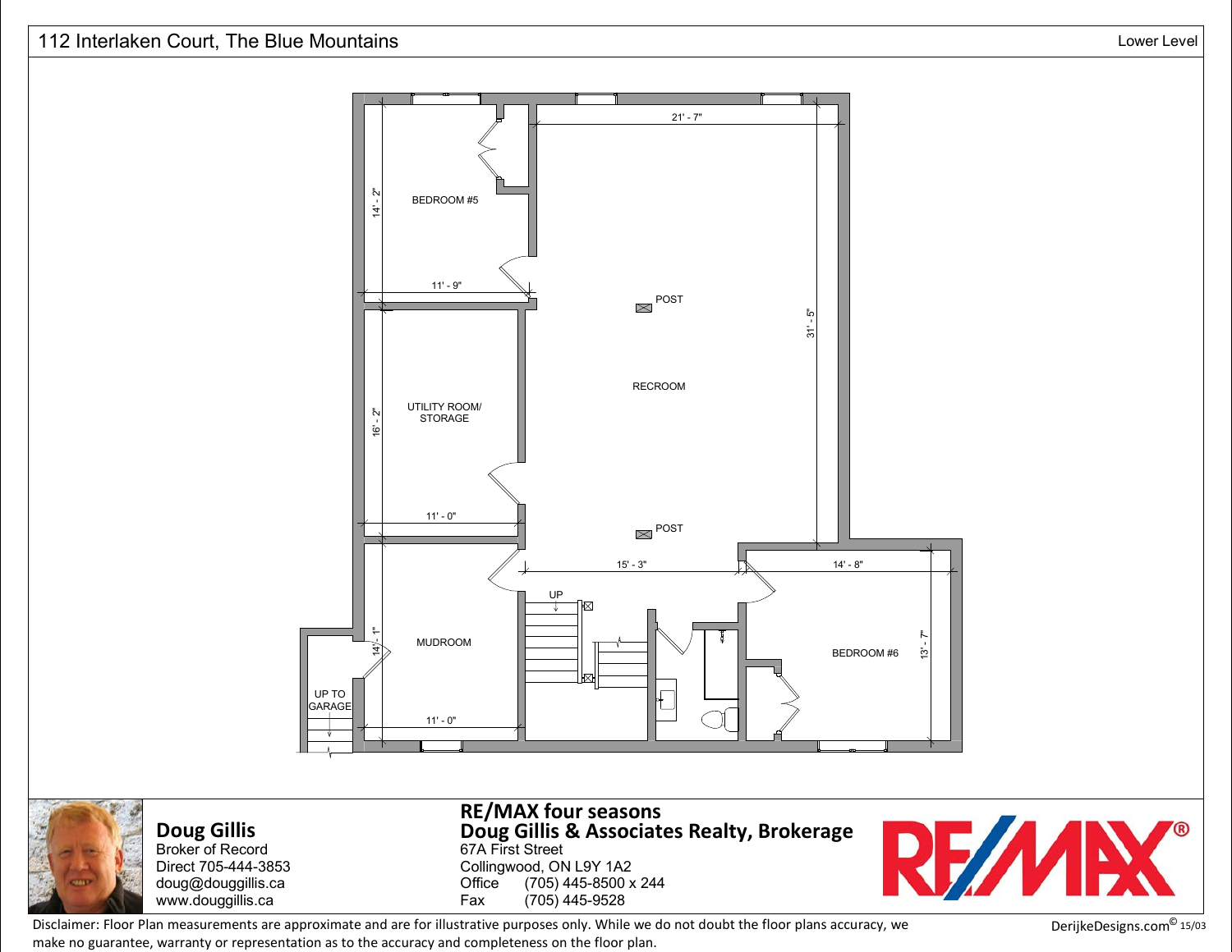# 112 Interlaken Court, The Blue Mountains

Lower Level

BEDROOM #5

14' - 2"

11' - 9"

21' - 7"

POST

31' - 5"

RECROOM

UTILITY ROOM/ STORAGE

16' - 2"

11' - 0"

POST

15' - 3"

14' - 8"

UP

MUDROOM

14' - 1"

BEDROOM #6

13' - 7"

UP TO GARAGE

11' - 0"

**Doug Gillis**
Broker of Record
Direct 705-444-3853
doug@douggillis.ca
www.douggillis.ca

**RE/MAX four seasons**
**Doug Gillis & Associates Realty, Brokerage**
67A First Street
Collingwood, ON L9Y 1A2
Office (705) 445-8500 x 244
Fax (705) 445-9528

RE/MAX®

Disclaimer: Floor Plan measurements are approximate and are for illustrative purposes only. While we do not doubt the floor plans accuracy, we make no guarantee, warranty or representation as to the accuracy and completeness on the floor plan.

DerijkeDesigns.com© 15/03